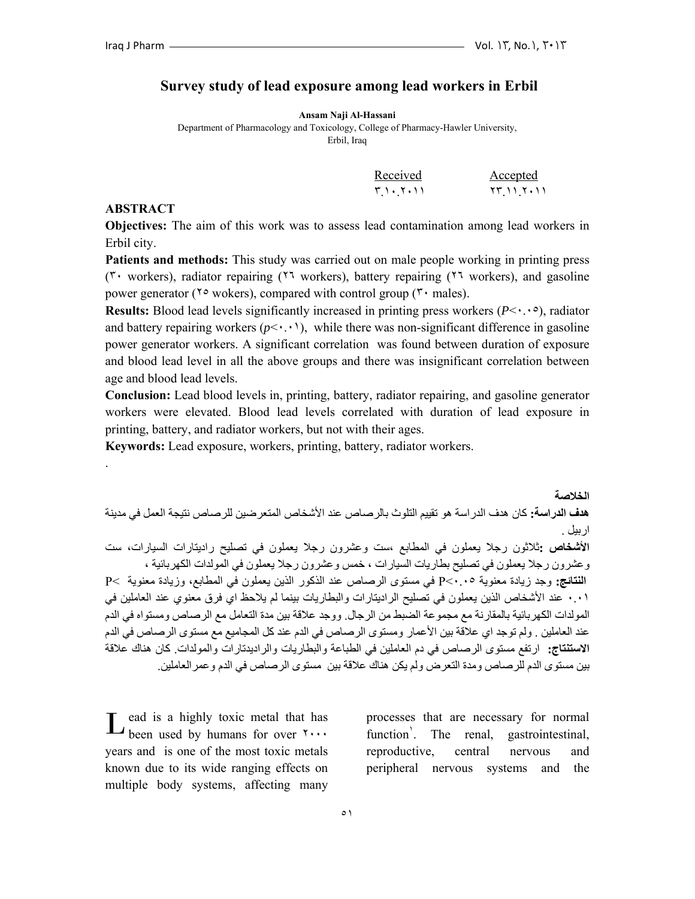# Survey study of lead exposure among lead workers in Erbil

**Ansam Naji Al-Hassani**

Department of Pharmacology and Toxicology, College of Pharmacy-Hawler University, Erbil, Iraq

| Received | Accepted |
|---|---|
| ٣.١٠.٢٠١١ | ٢٣.١١.٢٠١١ |

## ABSTRACT

**Objectives:** The aim of this work was to assess lead contamination among lead workers in Erbil city.

**Patients and methods:** This study was carried out on male people working in printing press (٣٠ workers), radiator repairing (٢٦ workers), battery repairing (٢٦ workers), and gasoline power generator (٢٥ wokers), compared with control group (٣٠ males).

**Results:** Blood lead levels significantly increased in printing press workers (*P*<٠.٠٥), radiator and battery repairing workers (*p*<٠.٠١), while there was non-significant difference in gasoline power generator workers. A significant correlation was found between duration of exposure and blood lead level in all the above groups and there was insignificant correlation between age and blood lead levels.

**Conclusion:** Lead blood levels in, printing, battery, radiator repairing, and gasoline generator workers were elevated. Blood lead levels correlated with duration of lead exposure in printing, battery, and radiator workers, but not with their ages.

**Keywords:** Lead exposure, workers, printing, battery, radiator workers.

.

**الخلاصة**

**هدف الدراسة:** كان هدف الدراسة هو تقييم التلوث بالرصاص عند الأشخاص المتعرضين للرصاص نتيجة العمل في مدينة اربيل .

**الأشخاص :**ثلاثون رجلا يعملون في المطابع ،ست وعشرون رجلا يعملون في تصليح راديتارات السيارات، ست وعشرون رجلا يعملون في تصليح بطاريات السيارات ، خمس وعشرون رجلا يعملون في المولدات الكهربائية ،

**النتائج:** وجد زيادة معنوية P<٠.٠٥ في مستوى الرصاص عند الذكور الذين يعملون في المطابع، وزيادة معنوية P< ٠.٠١ عند الأشخاص الذين يعملون في تصليح الراديتارات والبطاريات بينما لم يلاحظ اي فرق معنوي عند العاملين في المولدات الكهربائية بالمقارنة مع مجموعة الضبط من الرجال. ووجد علاقة بين مدة التعامل مع الرصاص ومستواه في الدم عند العاملين . ولم توجد اي علاقة بين الأعمار ومستوى الرصاص في الدم عند كل المجاميع مع مستوى الرصاص في الدم

**الاستنتاج:** ارتفع مستوى الرصاص في دم العاملين في الطباعة والبطاريات والراديتارات والمولدات. كان هناك علاقة بين مستوى الدم للرصاص ومدة التعرض ولم يكن هناك علاقة بين مستوى الرصاص في الدم وعمر العاملين.

Lead is a highly toxic metal that has been used by humans for over ٢٠٠٠ years and is one of the most toxic metals known due to its wide ranging effects on multiple body systems, affecting many processes that are necessary for normal function[١]. The renal, gastrointestinal, reproductive, central nervous and peripheral nervous systems and the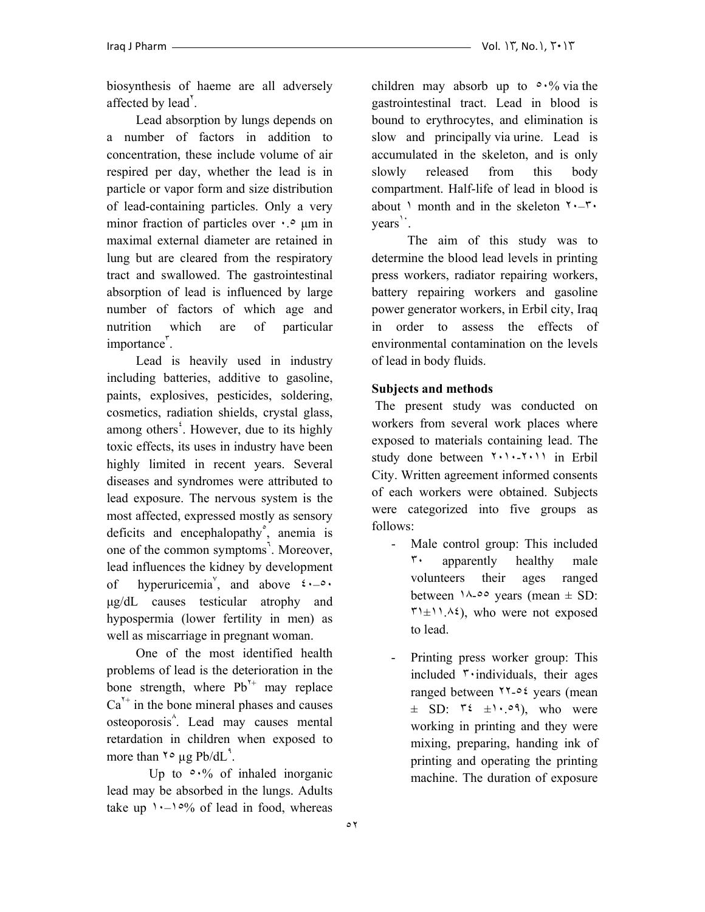biosynthesis of haeme are all adversely affected by lead[٢].

Lead absorption by lungs depends on a number of factors in addition to concentration, these include volume of air respired per day, whether the lead is in particle or vapor form and size distribution of lead-containing particles. Only a very minor fraction of particles over ٠.٥ µm in maximal external diameter are retained in lung but are cleared from the respiratory tract and swallowed. The gastrointestinal absorption of lead is influenced by large number of factors of which age and nutrition which are of particular importance[٣].

Lead is heavily used in industry including batteries, additive to gasoline, paints, explosives, pesticides, soldering, cosmetics, radiation shields, crystal glass, among others[٤]. However, due to its highly toxic effects, its uses in industry have been highly limited in recent years. Several diseases and syndromes were attributed to lead exposure. The nervous system is the most affected, expressed mostly as sensory deficits and encephalopathy[٥], anemia is one of the common symptoms[٦]. Moreover, lead influences the kidney by development of hyperuricemia[٧], and above ٤٠–٥٠ µg/dL causes testicular atrophy and hypospermia (lower fertility in men) as well as miscarriage in pregnant woman.

One of the most identified health problems of lead is the deterioration in the bone strength, where $Pb^{2+}$ may replace $Ca^{2+}$ in the bone mineral phases and causes osteoporosis[٨]. Lead may causes mental retardation in children when exposed to more than ٢٥ µg Pb/dL[٩].

Up to ٥٠% of inhaled inorganic lead may be absorbed in the lungs. Adults take up ١٠–١٥% of lead in food, whereas children may absorb up to ٥٠% via the gastrointestinal tract. Lead in blood is bound to erythrocytes, and elimination is slow and principally via urine. Lead is accumulated in the skeleton, and is only slowly released from this body compartment. Half-life of lead in blood is about ١ month and in the skeleton ٢٠–٣٠ years[١٠].

The aim of this study was to determine the blood lead levels in printing press workers, radiator repairing workers, battery repairing workers and gasoline power generator workers, in Erbil city, Iraq in order to assess the effects of environmental contamination on the levels of lead in body fluids.

## Subjects and methods

The present study was conducted on workers from several work places where exposed to materials containing lead. The study done between ٢٠١٠-٢٠١١ in Erbil City. Written agreement informed consents of each workers were obtained. Subjects were categorized into five groups as follows:

- Male control group: This included ٣٠ apparently healthy male volunteers their ages ranged between ١٨-٥٥ years (mean ± SD: ٣١±١١.٨٤), who were not exposed to lead.
- Printing press worker group: This included ٣٠ individuals, their ages ranged between ٢٢-٥٤ years (mean ± SD: ٣٤ ±١٠.٥٩), who were working in printing and they were mixing, preparing, handing ink of printing and operating the printing machine. The duration of exposure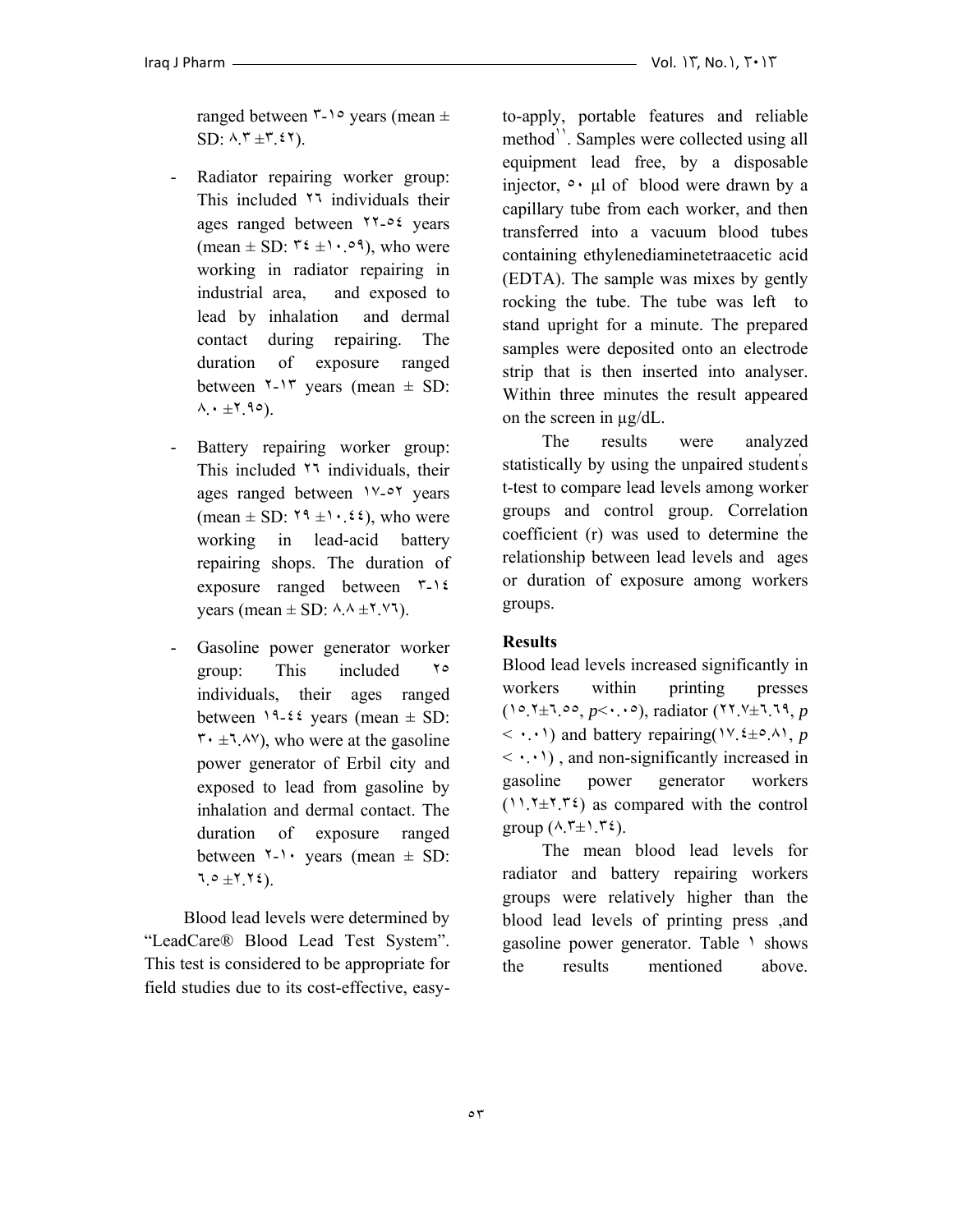ranged between ٣-١٥ years (mean ± SD: ٨.٣ ±٣.٤٢).

- Radiator repairing worker group: This included ٢٦ individuals their ages ranged between ٢٢-٥٤ years (mean ± SD: ٣٤ ±١٠.٥٩), who were working in radiator repairing in industrial area, and exposed to lead by inhalation and dermal contact during repairing. The duration of exposure ranged between ٢-١٣ years (mean ± SD: ٨.٠ ±٢.٩٥).

- Battery repairing worker group: This included ٢٦ individuals, their ages ranged between ١٧-٥٢ years (mean ± SD: ٢٩ ±١٠.٤٤), who were working in lead-acid battery repairing shops. The duration of exposure ranged between ٣-١٤ years (mean ± SD: ٨.٨ ±٢.٧٦).

- Gasoline power generator worker group: This included ٢٥ individuals, their ages ranged between ١٩-٤٤ years (mean ± SD: ٣٠ ±٦.٨٧), who were at the gasoline power generator of Erbil city and exposed to lead from gasoline by inhalation and dermal contact. The duration of exposure ranged between ٢-١٠ years (mean ± SD: ٦.٥ ±٢.٢٤).

Blood lead levels were determined by "LeadCare® Blood Lead Test System". This test is considered to be appropriate for field studies due to its cost-effective, easy-to-apply, portable features and reliable method[١١]. Samples were collected using all equipment lead free, by a disposable injector, ٥٠ µl of blood were drawn by a capillary tube from each worker, and then transferred into a vacuum blood tubes containing ethylenediaminetetraacetic acid (EDTA). The sample was mixes by gently rocking the tube. The tube was left to stand upright for a minute. The prepared samples were deposited onto an electrode strip that is then inserted into analyser. Within three minutes the result appeared on the screen in µg/dL.

The results were analyzed statistically by using the unpaired student's t-test to compare lead levels among worker groups and control group. Correlation coefficient (r) was used to determine the relationship between lead levels and ages or duration of exposure among workers groups.

**Results**

Blood lead levels increased significantly in workers within printing presses (١٥.٢±٦.٥٥, *p*<٠.٠٥), radiator (٢٢.٧±٦.٦٩, *p* < ٠.٠١) and battery repairing(١٧.٤±٥.٨١, *p* < ٠.٠١) , and non-significantly increased in gasoline power generator workers (١١.٢±٢.٣٤) as compared with the control group (٨.٣±١.٣٤).

The mean blood lead levels for radiator and battery repairing workers groups were relatively higher than the blood lead levels of printing press ,and gasoline power generator. Table ١ shows the results mentioned above.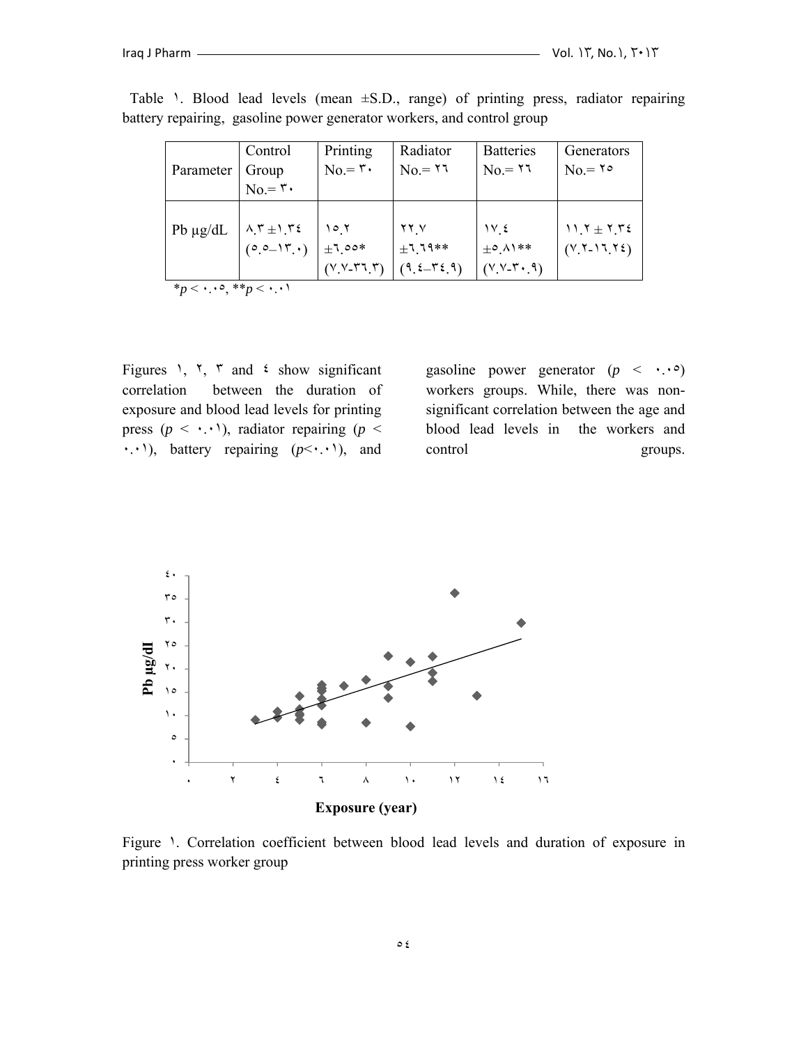Table ١. Blood lead levels (mean ±S.D., range) of printing press, radiator repairing battery repairing, gasoline power generator workers, and control group

| Parameter | Control Group No.= ٣٠ | Printing No.= ٣٠ | Radiator No.= ٢٦ | Batteries No.= ٢٦ | Generators No.= ٢٥ |
|---|---|---|---|---|---|
| Pb µg/dL | ٨.٣ ±١.٣٤ (٥.٥–١٣.٠) | ١٥.٢ ±٦.٥٥* (٧.٧-٣٦.٣) | ٢٢.٧ ±٦.٦٩** (٩.٤–٣٤.٩) | ١٧.٤ ±٥.٨١** (٧.٧-٣٠.٩) | ١١.٢ ± ٢.٣٤ (٧.٢-١٦.٢٤) |

**p* < ٠.٠٥, ***p* < ٠.٠١

Figures ١, ٢, ٣ and ٤ show significant correlation between the duration of exposure and blood lead levels for printing press (*p* < ٠.٠١), radiator repairing (*p* < ٠.٠١), battery repairing (*p*<٠.٠١), and gasoline power generator (*p* < ٠.٠٥) workers groups. While, there was non-significant correlation between the age and blood lead levels in the workers and control groups.

Figure ١. Correlation coefficient between blood lead levels and duration of exposure in printing press worker group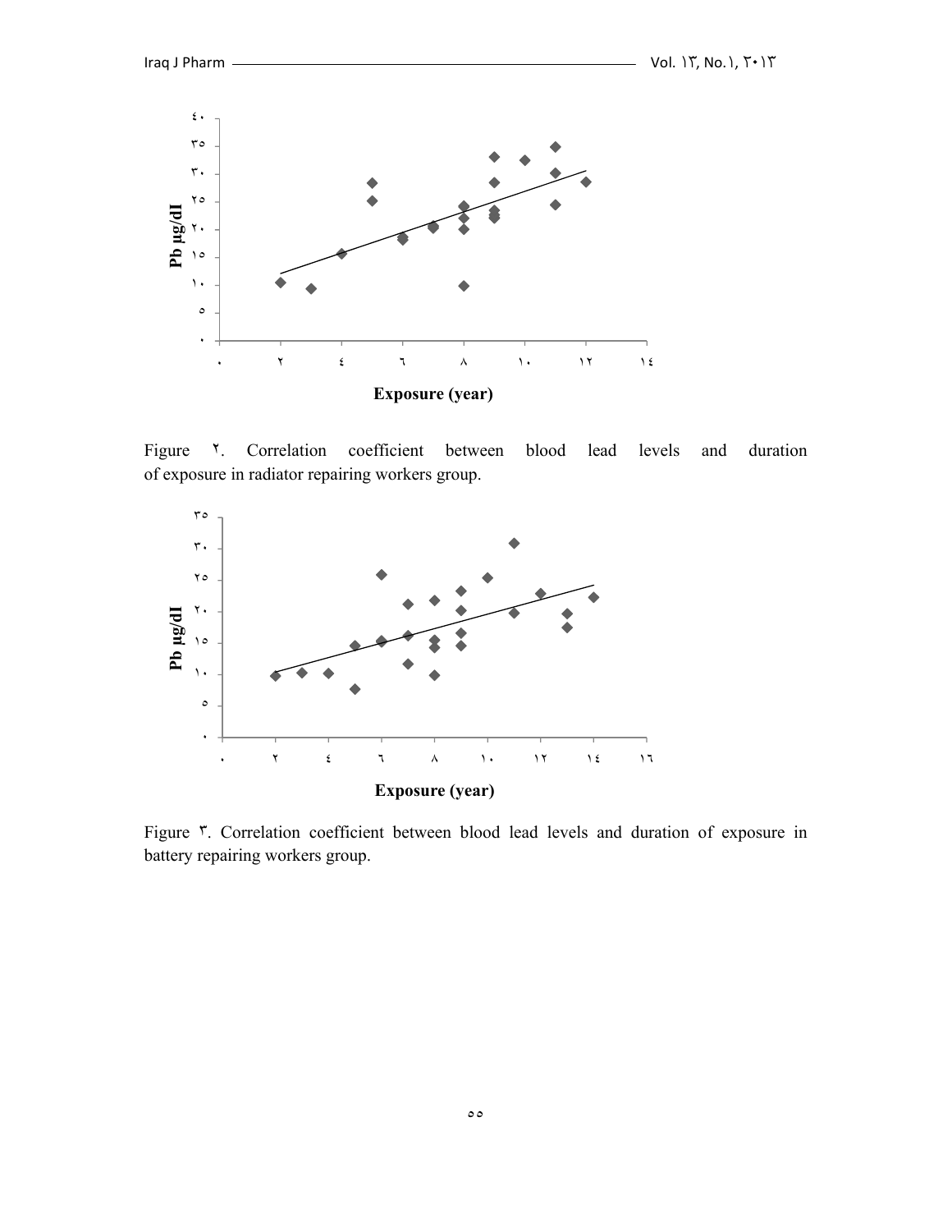Figure ٢. Correlation coefficient between blood lead levels and duration of exposure in radiator repairing workers group.

Figure ٣. Correlation coefficient between blood lead levels and duration of exposure in battery repairing workers group.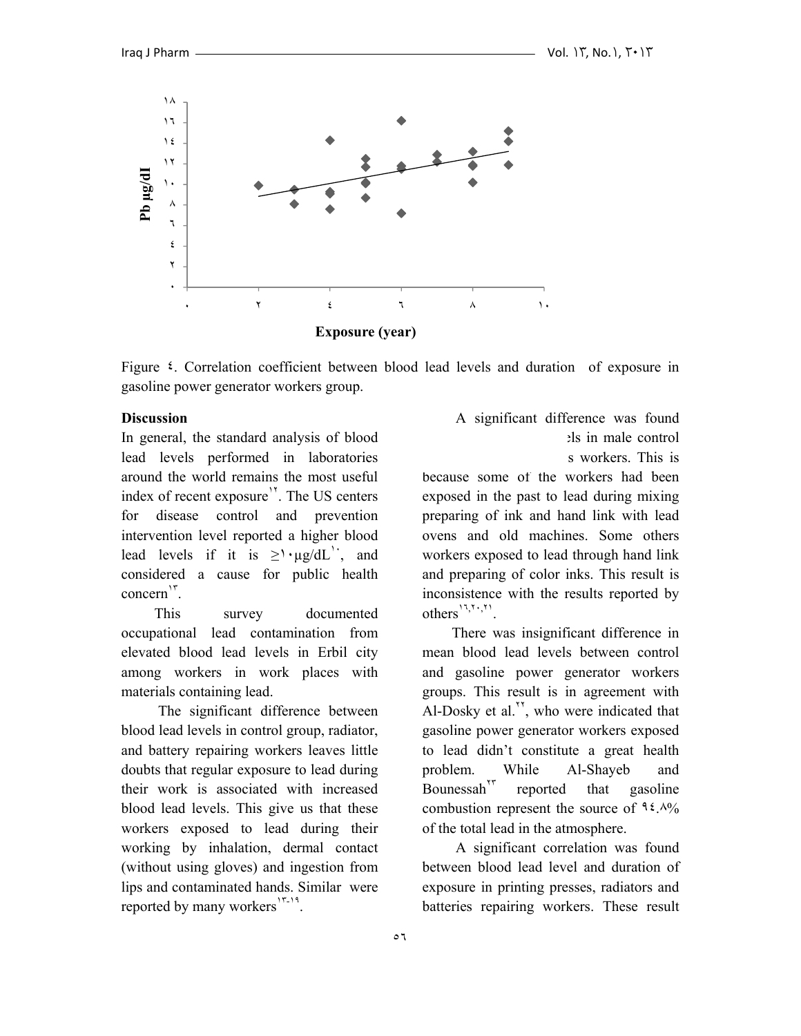Figure ٤. Correlation coefficient between blood lead levels and duration of exposure in gasoline power generator workers group.

## Discussion

In general, the standard analysis of blood lead levels performed in laboratories around the world remains the most useful index of recent exposure[١٢]. The US centers for disease control and prevention intervention level reported a higher blood lead levels if it is ≥١٠μg/dL[١٠], and considered a cause for public health concern[١٣].

This survey documented occupational lead contamination from elevated blood lead levels in Erbil city among workers in work places with materials containing lead.

The significant difference between blood lead levels in control group, radiator, and battery repairing workers leaves little doubts that regular exposure to lead during their work is associated with increased blood lead levels. This give us that these workers exposed to lead during their working by inhalation, dermal contact (without using gloves) and ingestion from lips and contaminated hands. Similar were reported by many workers[١٣-١٩].

A significant difference was found ... els in male control ... s workers. This is because some of the workers had been exposed in the past to lead during mixing preparing of ink and hand link with lead ovens and old machines. Some others workers exposed to lead through hand link and preparing of color inks. This result is inconsistence with the results reported by others[١٦,٢٠,٢١].

There was insignificant difference in mean blood lead levels between control and gasoline power generator workers groups. This result is in agreement with Al-Dosky et al.[٢٢], who were indicated that gasoline power generator workers exposed to lead didn't constitute a great health problem. While Al-Shayeb and Bounessah[٢٣] reported that gasoline combustion represent the source of ٩٤.٨% of the total lead in the atmosphere.

A significant correlation was found between blood lead level and duration of exposure in printing presses, radiators and batteries repairing workers. These result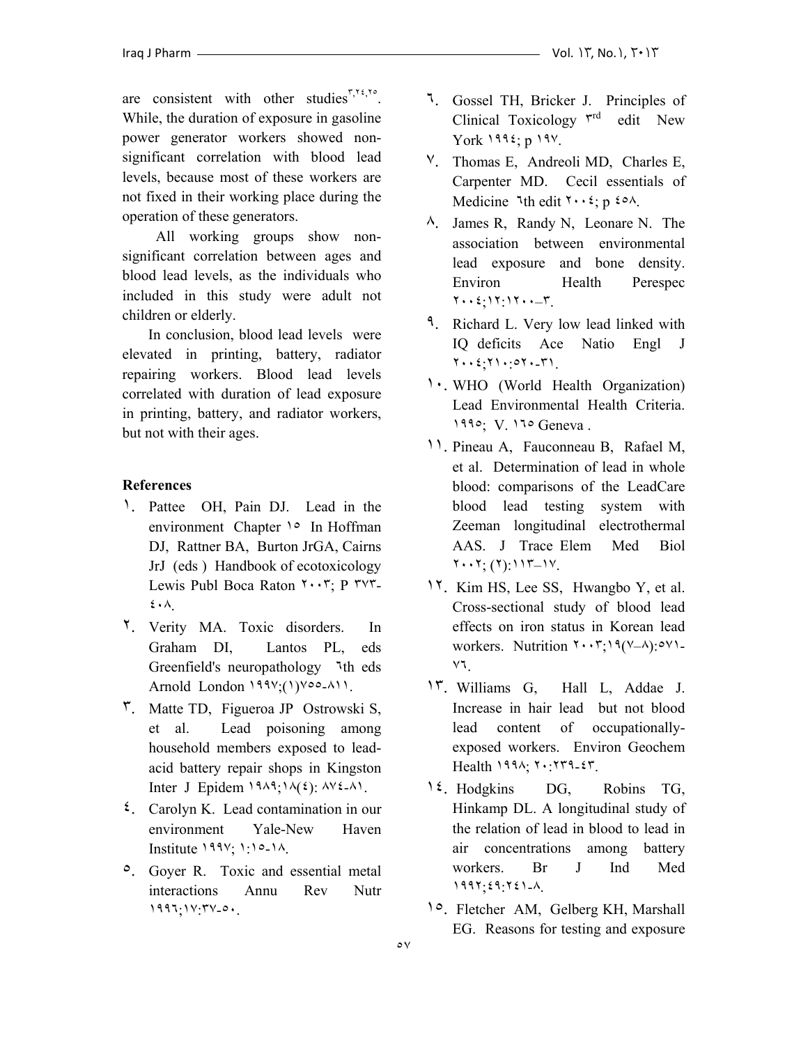are consistent with other studies[٣,٢٤,٢٥]. While, the duration of exposure in gasoline power generator workers showed non-significant correlation with blood lead levels, because most of these workers are not fixed in their working place during the operation of these generators.

All working groups show non-significant correlation between ages and blood lead levels, as the individuals who included in this study were adult not children or elderly.

In conclusion, blood lead levels were elevated in printing, battery, radiator repairing workers. Blood lead levels correlated with duration of lead exposure in printing, battery, and radiator workers, but not with their ages.

**References**

١. Pattee OH, Pain DJ. Lead in the environment Chapter ١٥ In Hoffman DJ, Rattner BA, Burton JrGA, Cairns JrJ (eds ) Handbook of ecotoxicology Lewis Publ Boca Raton ٢٠٠٣; P ٣٧٣-٤٠٨.

٢. Verity MA. Toxic disorders. In Graham DI, Lantos PL, eds Greenfield's neuropathology ٦th eds Arnold London ١٩٩٧;(١)٧٥٥-٨١١.

٣. Matte TD, Figueroa JP Ostrowski S, et al. Lead poisoning among household members exposed to lead-acid battery repair shops in Kingston Inter J Epidem ١٩٨٩;١٨(٤): ٨٧٤-٨١.

٤. Carolyn K. Lead contamination in our environment Yale-New Haven Institute ١٩٩٧; ١:١٥-١٨.

٥. Goyer R. Toxic and essential metal interactions Annu Rev Nutr ١٩٩٦;١٧:٣٧-٥٠.

٦. Gossel TH, Bricker J. Principles of Clinical Toxicology ٣rd edit New York ١٩٩٤; p ١٩٧.

٧. Thomas E, Andreoli MD, Charles E, Carpenter MD. Cecil essentials of Medicine ٦th edit ٢٠٠٤; p ٤٥٨.

٨. James R, Randy N, Leonare N. The association between environmental lead exposure and bone density. Environ Health Perespec ٢٠٠٤;١٢:١٢٠٠-٣.

٩. Richard L. Very low lead linked with IQ deficits Ace Natio Engl J ٢٠٠٤;٢١٠:٥٢٠-٣١.

١٠. WHO (World Health Organization) Lead Environmental Health Criteria. ١٩٩٥; V. ١٦٥ Geneva .

١١. Pineau A, Fauconneau B, Rafael M, et al. Determination of lead in whole blood: comparisons of the LeadCare blood lead testing system with Zeeman longitudinal electrothermal AAS. J Trace Elem Med Biol ٢٠٠٢; (٢):١١٣-١٧.

١٢. Kim HS, Lee SS, Hwangbo Y, et al. Cross-sectional study of blood lead effects on iron status in Korean lead workers. Nutrition ٢٠٠٣;١٩(٧-٨):٥٧١-٧٦.

١٣. Williams G, Hall L, Addae J. Increase in hair lead but not blood lead content of occupationally-exposed workers. Environ Geochem Health ١٩٩٨; ٢٠:٢٣٩-٤٣.

١٤. Hodgkins DG, Robins TG, Hinkamp DL. A longitudinal study of the relation of lead in blood to lead in air concentrations among battery workers. Br J Ind Med ١٩٩٢;٤٩:٢٤١-٨.

١٥. Fletcher AM, Gelberg KH, Marshall EG. Reasons for testing and exposure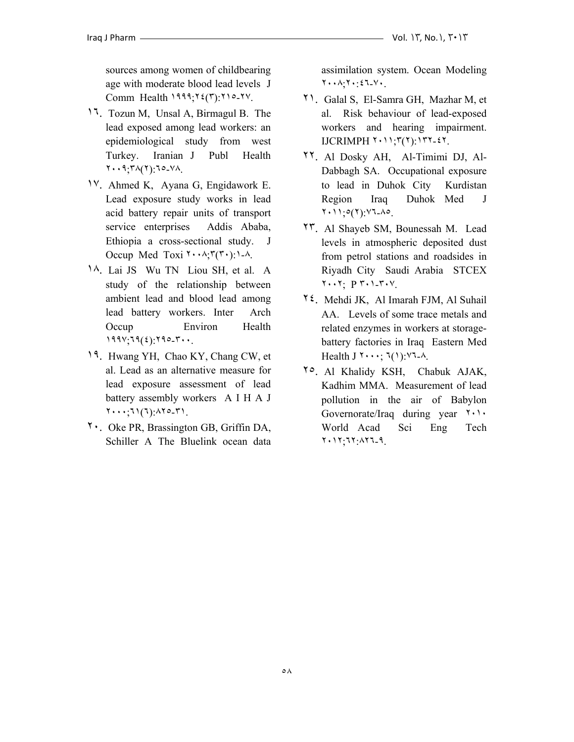sources among women of childbearing age with moderate blood lead levels J Comm Health ١٩٩٩;٢٤(٣):٢١٥-٢٧.

١٦. Tozun M, Unsal A, Birmagul B. The lead exposed among lead workers: an epidemiological study from west Turkey. Iranian J Publ Health ٢٠٠٩;٣٨(٢):٦٥-٧٨.

١٧. Ahmed K, Ayana G, Engidawork E. Lead exposure study works in lead acid battery repair units of transport service enterprises Addis Ababa, Ethiopia a cross-sectional study. J Occup Med Toxi ٢٠٠٨;٣(٣٠):١-٨.

١٨. Lai JS Wu TN Liou SH, et al. A study of the relationship between ambient lead and blood lead among lead battery workers. Inter Arch Occup Environ Health ١٩٩٧;٦٩(٤):٢٩٥-٣٠٠.

١٩. Hwang YH, Chao KY, Chang CW, et al. Lead as an alternative measure for lead exposure assessment of lead battery assembly workers A I H A J ٢٠٠٠;٦١(٦):٨٢٥-٣١.

٢٠. Oke PR, Brassington GB, Griffin DA, Schiller A The Bluelink ocean data assimilation system. Ocean Modeling ٢٠٠٨;٢٠:٤٦-٧٠.

٢١. Galal S, El-Samra GH, Mazhar M, et al. Risk behaviour of lead-exposed workers and hearing impairment. IJCRIMPH ٢٠١١;٣(٢):١٣٢-٤٢.

٢٢. Al Dosky AH, Al-Timimi DJ, Al-Dabbagh SA. Occupational exposure to lead in Duhok City Kurdistan Region Iraq Duhok Med J ٢٠١١;٥(٢):٧٦-٨٥.

٢٣. Al Shayeb SM, Bounessah M. Lead levels in atmospheric deposited dust from petrol stations and roadsides in Riyadh City Saudi Arabia STCEX ٢٠٠٢; P ٣٠١-٣٠٧.

٢٤. Mehdi JK, Al Imarah FJM, Al Suhail AA. Levels of some trace metals and related enzymes in workers at storage-battery factories in Iraq Eastern Med Health J ٢٠٠٠; ٦(١):٧٦-٨.

٢٥. Al Khalidy KSH, Chabuk AJAK, Kadhim MMA. Measurement of lead pollution in the air of Babylon Governorate/Iraq during year ٢٠١٠ World Acad Sci Eng Tech ٢٠١٢;٦٢:٨٢٦-٩.